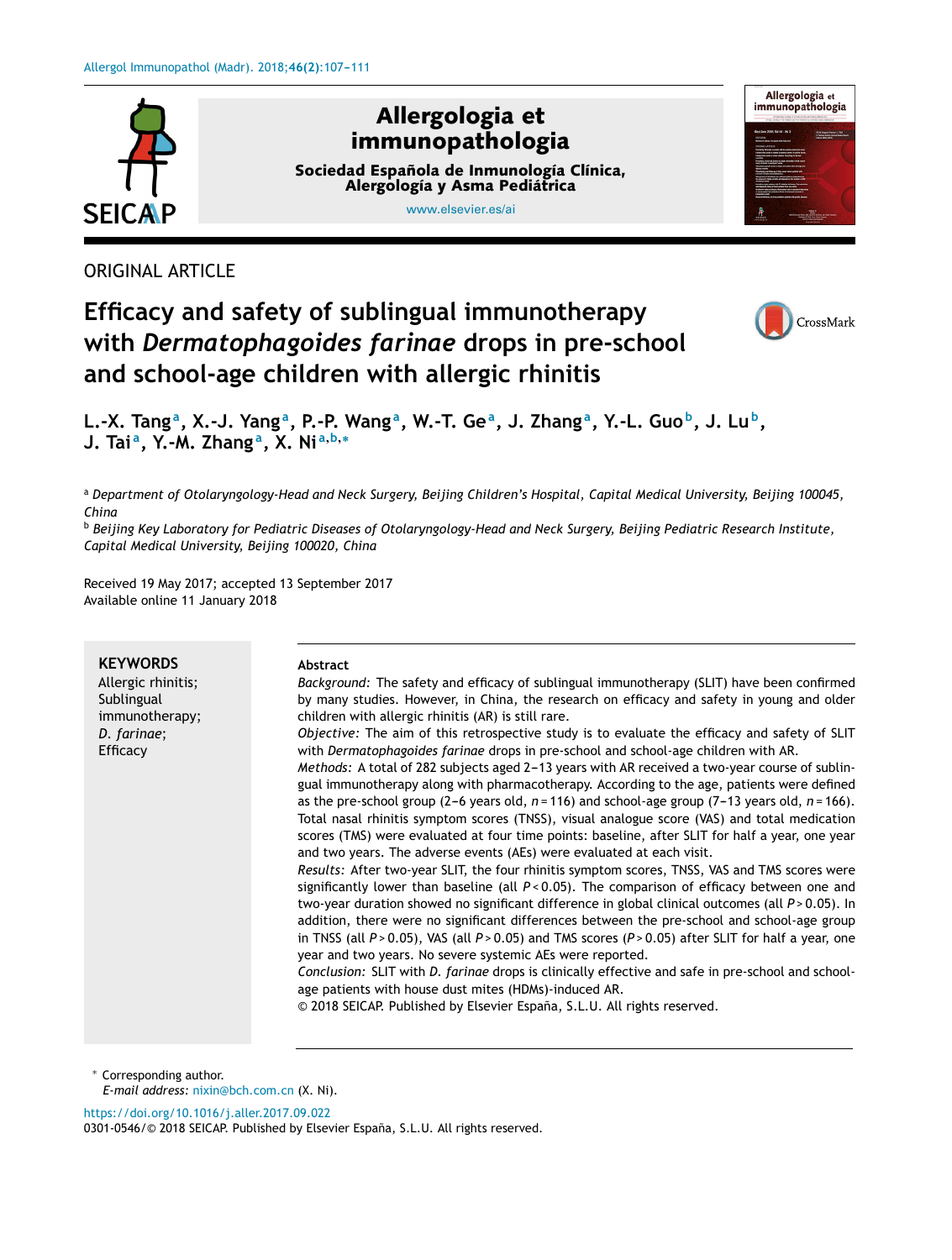ORIGINAL ARTICLE

# Efficacy and safety of sublingual immunotherapy with *Dermatophagoides farinae* drops in pre-school and school-age children with allergic rhinitis

**L.-X. Tang[a], X.-J. Yang[a], P.-P. Wang[a], W.-T. Ge[a], J. Zhang[a], Y.-L. Guo[b], J. Lu[b], J. Tai[a], Y.-M. Zhang[a], X. Ni[a,b,*]**

[a] *Department of Otolaryngology-Head and Neck Surgery, Beijing Children's Hospital, Capital Medical University, Beijing 100045, China*

[b] *Beijing Key Laboratory for Pediatric Diseases of Otolaryngology-Head and Neck Surgery, Beijing Pediatric Research Institute, Capital Medical University, Beijing 100020, China*

Received 19 May 2017; accepted 13 September 2017
Available online 11 January 2018

**KEYWORDS**
Allergic rhinitis;
Sublingual immunotherapy;
*D. farinae*;
Efficacy

**Abstract**

*Background:* The safety and efficacy of sublingual immunotherapy (SLIT) have been confirmed by many studies. However, in China, the research on efficacy and safety in young and older children with allergic rhinitis (AR) is still rare.

*Objective:* The aim of this retrospective study is to evaluate the efficacy and safety of SLIT with *Dermatophagoides farinae* drops in pre-school and school-age children with AR.

*Methods:* A total of 282 subjects aged 2–13 years with AR received a two-year course of sublingual immunotherapy along with pharmacotherapy. According to the age, patients were defined as the pre-school group (2–6 years old, $n = 116$) and school-age group (7–13 years old, $n = 166$). Total nasal rhinitis symptom scores (TNSS), visual analogue score (VAS) and total medication scores (TMS) were evaluated at four time points: baseline, after SLIT for half a year, one year and two years. The adverse events (AEs) were evaluated at each visit.

*Results:* After two-year SLIT, the four rhinitis symptom scores, TNSS, VAS and TMS scores were significantly lower than baseline (all $P < 0.05$). The comparison of efficacy between one and two-year duration showed no significant difference in global clinical outcomes (all $P > 0.05$). In addition, there were no significant differences between the pre-school and school-age group in TNSS (all $P > 0.05$), VAS (all $P > 0.05$) and TMS scores ($P > 0.05$) after SLIT for half a year, one year and two years. No severe systemic AEs were reported.

*Conclusion:* SLIT with *D. farinae* drops is clinically effective and safe in pre-school and school-age patients with house dust mites (HDMs)-induced AR.

© 2018 SEICAP. Published by Elsevier España, S.L.U. All rights reserved.

* Corresponding author.
*E-mail address:* nixin@bch.com.cn (X. Ni).

https://doi.org/10.1016/j.aller.2017.09.022
0301-0546/© 2018 SEICAP. Published by Elsevier España, S.L.U. All rights reserved.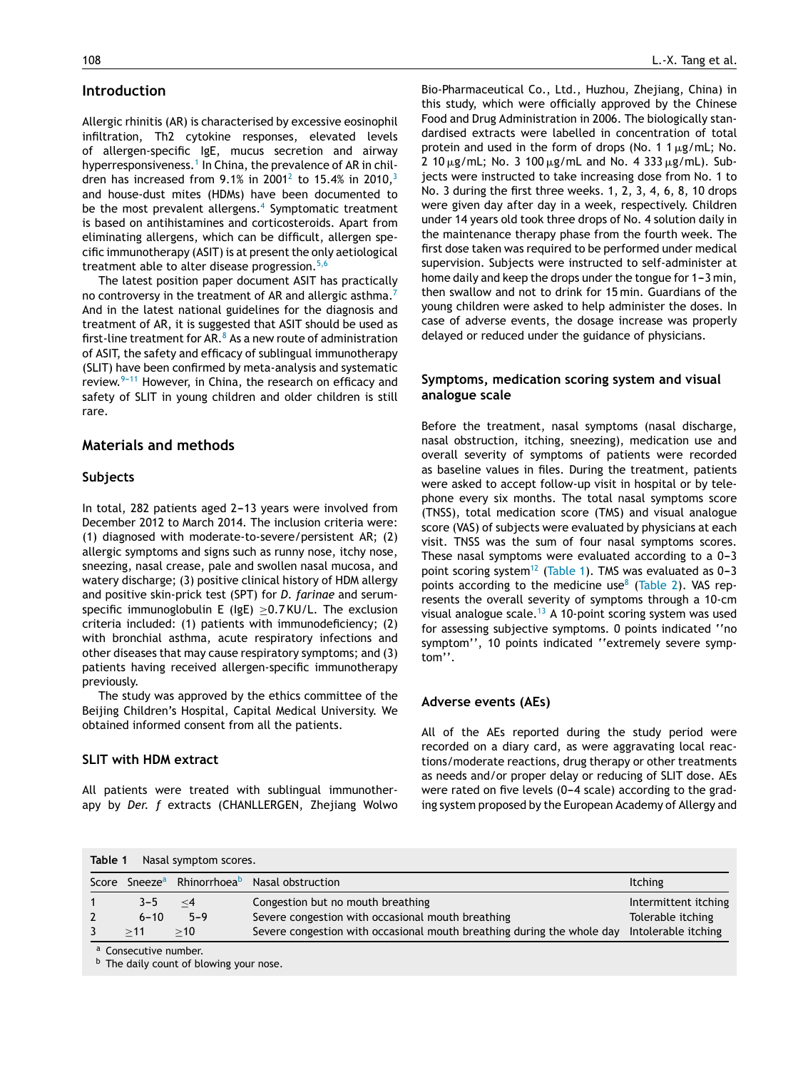## Introduction

Allergic rhinitis (AR) is characterised by excessive eosinophil infiltration, Th2 cytokine responses, elevated levels of allergen-specific IgE, mucus secretion and airway hyperresponsiveness.[1] In China, the prevalence of AR in children has increased from 9.1% in 2001[2] to 15.4% in 2010,[3] and house-dust mites (HDMs) have been documented to be the most prevalent allergens.[4] Symptomatic treatment is based on antihistamines and corticosteroids. Apart from eliminating allergens, which can be difficult, allergen specific immunotherapy (ASIT) is at present the only aetiological treatment able to alter disease progression.[5,6]

The latest position paper document ASIT has practically no controversy in the treatment of AR and allergic asthma.[7] And in the latest national guidelines for the diagnosis and treatment of AR, it is suggested that ASIT should be used as first-line treatment for AR.[8] As a new route of administration of ASIT, the safety and efficacy of sublingual immunotherapy (SLIT) have been confirmed by meta-analysis and systematic review.[9–11] However, in China, the research on efficacy and safety of SLIT in young children and older children is still rare.

## Materials and methods

### Subjects

In total, 282 patients aged 2–13 years were involved from December 2012 to March 2014. The inclusion criteria were: (1) diagnosed with moderate-to-severe/persistent AR; (2) allergic symptoms and signs such as runny nose, itchy nose, sneezing, nasal crease, pale and swollen nasal mucosa, and watery discharge; (3) positive clinical history of HDM allergy and positive skin-prick test (SPT) for *D. farinae* and serum-specific immunoglobulin E (IgE) $\geq$0.7 KU/L. The exclusion criteria included: (1) patients with immunodeficiency; (2) with bronchial asthma, acute respiratory infections and other diseases that may cause respiratory symptoms; and (3) patients having received allergen-specific immunotherapy previously.

The study was approved by the ethics committee of the Beijing Children's Hospital, Capital Medical University. We obtained informed consent from all the patients.

### SLIT with HDM extract

All patients were treated with sublingual immunotherapy by *Der. f* extracts (CHANLLERGEN, Zhejiang Wolwo Bio-Pharmaceutical Co., Ltd., Huzhou, Zhejiang, China) in this study, which were officially approved by the Chinese Food and Drug Administration in 2006. The biologically standardised extracts were labelled in concentration of total protein and used in the form of drops (No. 1 1 μg/mL; No. 2 10 μg/mL; No. 3 100 μg/mL and No. 4 333 μg/mL). Subjects were instructed to take increasing dose from No. 1 to No. 3 during the first three weeks. 1, 2, 3, 4, 6, 8, 10 drops were given day after day in a week, respectively. Children under 14 years old took three drops of No. 4 solution daily in the maintenance therapy phase from the fourth week. The first dose taken was required to be performed under medical supervision. Subjects were instructed to self-administer at home daily and keep the drops under the tongue for 1–3 min, then swallow and not to drink for 15 min. Guardians of the young children were asked to help administer the doses. In case of adverse events, the dosage increase was properly delayed or reduced under the guidance of physicians.

### Symptoms, medication scoring system and visual analogue scale

Before the treatment, nasal symptoms (nasal discharge, nasal obstruction, itching, sneezing), medication use and overall severity of symptoms of patients were recorded as baseline values in files. During the treatment, patients were asked to accept follow-up visit in hospital or by telephone every six months. The total nasal symptoms score (TNSS), total medication score (TMS) and visual analogue score (VAS) of subjects were evaluated by physicians at each visit. TNSS was the sum of four nasal symptoms scores. These nasal symptoms were evaluated according to a 0–3 point scoring system[12] (Table 1). TMS was evaluated as 0–3 points according to the medicine use[8] (Table 2). VAS represents the overall severity of symptoms through a 10-cm visual analogue scale.[13] A 10-point scoring system was used for assessing subjective symptoms. 0 points indicated "no symptom", 10 points indicated "extremely severe symptom".

### Adverse events (AEs)

All of the AEs reported during the study period were recorded on a diary card, as were aggravating local reactions/moderate reactions, drug therapy or other treatments as needs and/or proper delay or reducing of SLIT dose. AEs were rated on five levels (0–4 scale) according to the grading system proposed by the European Academy of Allergy and

**Table 1** Nasal symptom scores.

| Score | Sneeze[a] | Rhinorrhoea[b] | Nasal obstruction | Itching |
|---|---|---|---|---|
| 1 | 3–5 | ≤4 | Congestion but no mouth breathing | Intermittent itching |
| 2 | 6–10 | 5–9 | Severe congestion with occasional mouth breathing | Tolerable itching |
| 3 | ≥11 | ≥10 | Severe congestion with occasional mouth breathing during the whole day | Intolerable itching |

[a] Consecutive number.
[b] The daily count of blowing your nose.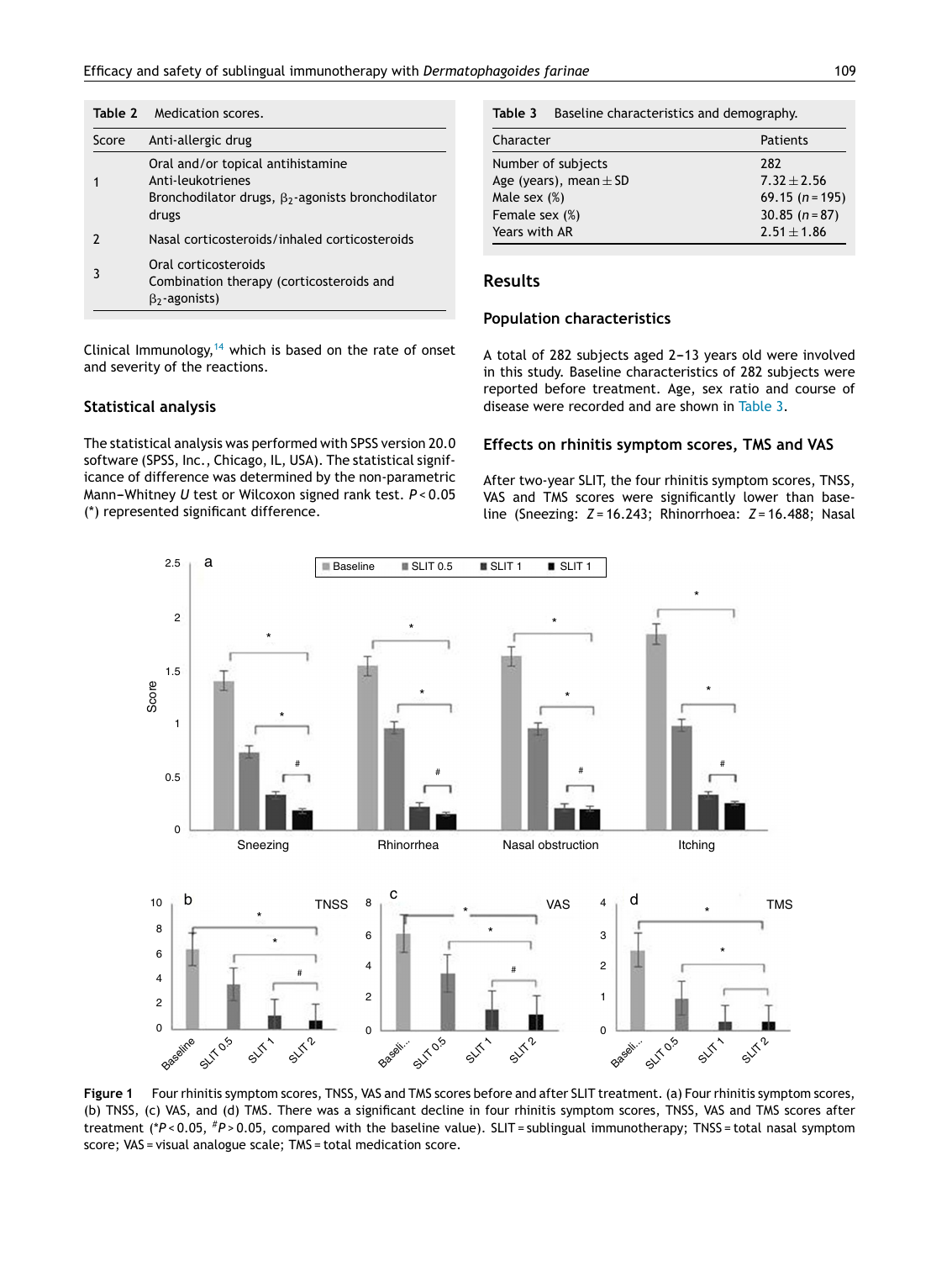**Table 2** Medication scores.

| Score | Anti-allergic drug |
|---|---|
| 1 | Oral and/or topical antihistamine<br>Anti-leukotrienes<br>Bronchodilator drugs, $\beta_2$-agonists bronchodilator drugs |
| 2 | Nasal corticosteroids/inhaled corticosteroids |
| 3 | Oral corticosteroids<br>Combination therapy (corticosteroids and $\beta_2$-agonists) |

Clinical Immunology,[14] which is based on the rate of onset and severity of the reactions.

### Statistical analysis

The statistical analysis was performed with SPSS version 20.0 software (SPSS, Inc., Chicago, IL, USA). The statistical significance of difference was determined by the non-parametric Mann–Whitney *U* test or Wilcoxon signed rank test. $P < 0.05$ (*) represented significant difference.

**Table 3** Baseline characteristics and demography.

| Character | Patients |
|---|---|
| Number of subjects | 282 |
| Age (years), mean ± SD | 7.32 ± 2.56 |
| Male sex (%) | 69.15 ($n$ = 195) |
| Female sex (%) | 30.85 ($n$ = 87) |
| Years with AR | 2.51 ± 1.86 |

## Results

### Population characteristics

A total of 282 subjects aged 2–13 years old were involved in this study. Baseline characteristics of 282 subjects were reported before treatment. Age, sex ratio and course of disease were recorded and are shown in Table 3.

### Effects on rhinitis symptom scores, TMS and VAS

After two-year SLIT, the four rhinitis symptom scores, TNSS, VAS and TMS scores were significantly lower than baseline (Sneezing: $Z = 16.243$; Rhinorrhoea: $Z = 16.488$; Nasal

**Figure 1** Four rhinitis symptom scores, TNSS, VAS and TMS scores before and after SLIT treatment. (a) Four rhinitis symptom scores, (b) TNSS, (c) VAS, and (d) TMS. There was a significant decline in four rhinitis symptom scores, TNSS, VAS and TMS scores after treatment (*$P < 0.05$, #$P > 0.05$, compared with the baseline value). SLIT = sublingual immunotherapy; TNSS = total nasal symptom score; VAS = visual analogue scale; TMS = total medication score.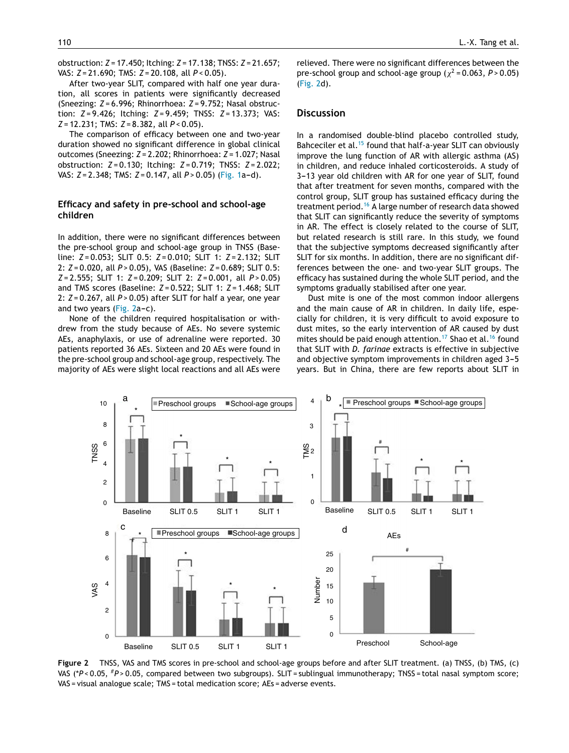obstruction: $Z = 17.450$; Itching: $Z = 17.138$; TNSS: $Z = 21.657$; VAS: $Z = 21.690$; TMS: $Z = 20.108$, all $P < 0.05$).

After two-year SLIT, compared with half one year duration, all scores in patients were significantly decreased (Sneezing: $Z = 6.996$; Rhinorrhoea: $Z = 9.752$; Nasal obstruction: $Z = 9.426$; Itching: $Z = 9.459$; TNSS: $Z = 13.373$; VAS: $Z = 12.231$; TMS: $Z = 8.382$, all $P < 0.05$).

The comparison of efficacy between one and two-year duration showed no significant difference in global clinical outcomes (Sneezing: $Z = 2.202$; Rhinorrhoea: $Z = 1.027$; Nasal obstruction: $Z = 0.130$; Itching: $Z = 0.719$; TNSS: $Z = 2.022$; VAS: $Z = 2.348$; TMS: $Z = 0.147$, all $P > 0.05$) (Fig. 1a–d).

### Efficacy and safety in pre-school and school-age children

In addition, there were no significant differences between the pre-school group and school-age group in TNSS (Baseline: $Z = 0.053$; SLIT 0.5: $Z = 0.010$; SLIT 1: $Z = 2.132$; SLIT 2: $Z = 0.020$, all $P > 0.05$), VAS (Baseline: $Z = 0.689$; SLIT 0.5: $Z = 2.555$; SLIT 1: $Z = 0.209$; SLIT 2: $Z = 0.001$, all $P > 0.05$) and TMS scores (Baseline: $Z = 0.522$; SLIT 1: $Z = 1.468$; SLIT 2: $Z = 0.267$, all $P > 0.05$) after SLIT for half a year, one year and two years (Fig. 2a–c).

None of the children required hospitalisation or withdrew from the study because of AEs. No severe systemic AEs, anaphylaxis, or use of adrenaline were reported. 30 patients reported 36 AEs. Sixteen and 20 AEs were found in the pre-school group and school-age group, respectively. The majority of AEs were slight local reactions and all AEs were relieved. There were no significant differences between the pre-school group and school-age group ($\chi^2 = 0.063$, $P > 0.05$) (Fig. 2d).

## Discussion

In a randomised double-blind placebo controlled study, Bahceciler et al.[15] found that half-a-year SLIT can obviously improve the lung function of AR with allergic asthma (AS) in children, and reduce inhaled corticosteroids. A study of 3–13 year old children with AR for one year of SLIT, found that after treatment for seven months, compared with the control group, SLIT group has sustained efficacy during the treatment period.[16] A large number of research data showed that SLIT can significantly reduce the severity of symptoms in AR. The effect is closely related to the course of SLIT, but related research is still rare. In this study, we found that the subjective symptoms decreased significantly after SLIT for six months. In addition, there are no significant differences between the one- and two-year SLIT groups. The efficacy has sustained during the whole SLIT period, and the symptoms gradually stabilised after one year.

Dust mite is one of the most common indoor allergens and the main cause of AR in children. In daily life, especially for children, it is very difficult to avoid exposure to dust mites, so the early intervention of AR caused by dust mites should be paid enough attention.[17] Shao et al.[16] found that SLIT with *D. farinae* extracts is effective in subjective and objective symptom improvements in children aged 3–5 years. But in China, there are few reports about SLIT in

**Figure 2** TNSS, VAS and TMS scores in pre-school and school-age groups before and after SLIT treatment. (a) TNSS, (b) TMS, (c) VAS (*$P < 0.05$, #$P > 0.05$, compared between two subgroups). SLIT = sublingual immunotherapy; TNSS = total nasal symptom score; VAS = visual analogue scale; TMS = total medication score; AEs = adverse events.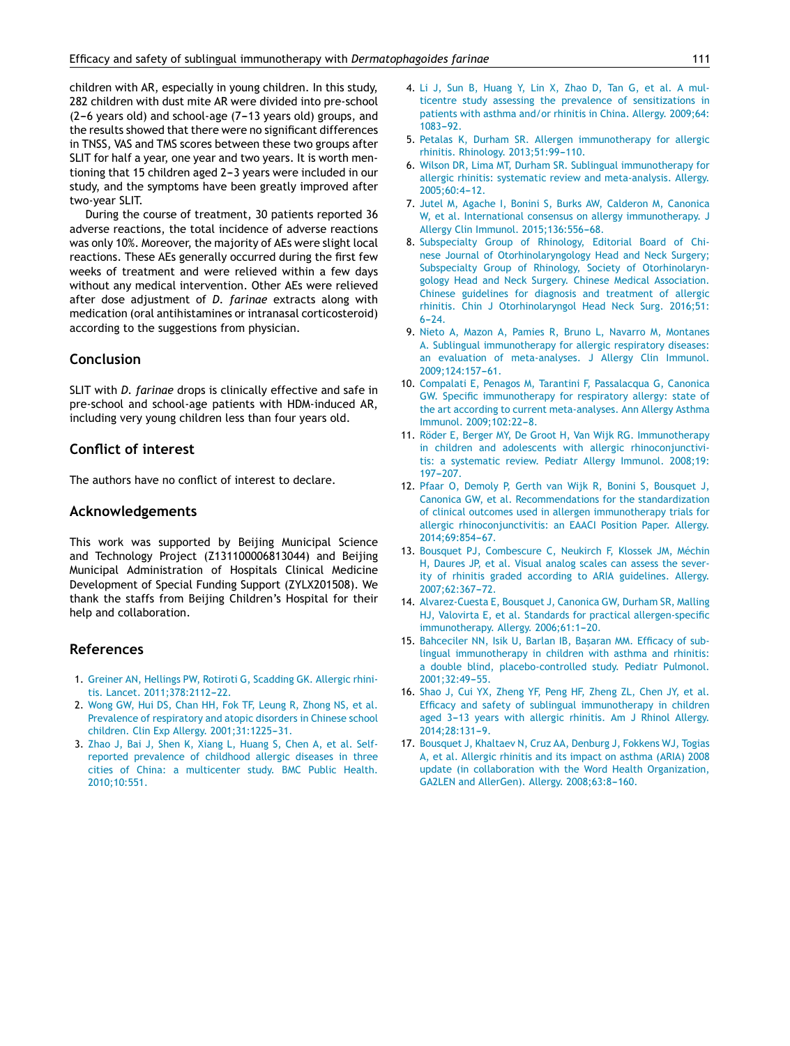children with AR, especially in young children. In this study, 282 children with dust mite AR were divided into pre-school (2–6 years old) and school-age (7–13 years old) groups, and the results showed that there were no significant differences in TNSS, VAS and TMS scores between these two groups after SLIT for half a year, one year and two years. It is worth mentioning that 15 children aged 2–3 years were included in our study, and the symptoms have been greatly improved after two-year SLIT.

During the course of treatment, 30 patients reported 36 adverse reactions, the total incidence of adverse reactions was only 10%. Moreover, the majority of AEs were slight local reactions. These AEs generally occurred during the first few weeks of treatment and were relieved within a few days without any medical intervention. Other AEs were relieved after dose adjustment of *D. farinae* extracts along with medication (oral antihistamines or intranasal corticosteroid) according to the suggestions from physician.

## Conclusion

SLIT with *D. farinae* drops is clinically effective and safe in pre-school and school-age patients with HDM-induced AR, including very young children less than four years old.

## Conflict of interest

The authors have no conflict of interest to declare.

## Acknowledgements

This work was supported by Beijing Municipal Science and Technology Project (Z131100006813044) and Beijing Municipal Administration of Hospitals Clinical Medicine Development of Special Funding Support (ZYLX201508). We thank the staffs from Beijing Children's Hospital for their help and collaboration.

## References

1. Greiner AN, Hellings PW, Rotiroti G, Scadding GK. Allergic rhinitis. Lancet. 2011;378:2112–22.
2. Wong GW, Hui DS, Chan HH, Fok TF, Leung R, Zhong NS, et al. Prevalence of respiratory and atopic disorders in Chinese school children. Clin Exp Allergy. 2001;31:1225–31.
3. Zhao J, Bai J, Shen K, Xiang L, Huang S, Chen A, et al. Self-reported prevalence of childhood allergic diseases in three cities of China: a multicenter study. BMC Public Health. 2010;10:551.
4. Li J, Sun B, Huang Y, Lin X, Zhao D, Tan G, et al. A multicentre study assessing the prevalence of sensitizations in patients with asthma and/or rhinitis in China. Allergy. 2009;64:1083–92.
5. Petalas K, Durham SR. Allergen immunotherapy for allergic rhinitis. Rhinology. 2013;51:99–110.
6. Wilson DR, Lima MT, Durham SR. Sublingual immunotherapy for allergic rhinitis: systematic review and meta-analysis. Allergy. 2005;60:4–12.
7. Jutel M, Agache I, Bonini S, Burks AW, Calderon M, Canonica W, et al. International consensus on allergy immunotherapy. J Allergy Clin Immunol. 2015;136:556–68.
8. Subspecialty Group of Rhinology, Editorial Board of Chinese Journal of Otorhinolaryngology Head and Neck Surgery; Subspecialty Group of Rhinology, Society of Otorhinolaryngology Head and Neck Surgery. Chinese Medical Association. Chinese guidelines for diagnosis and treatment of allergic rhinitis. Chin J Otorhinolaryngol Head Neck Surg. 2016;51:6–24.
9. Nieto A, Mazon A, Pamies R, Bruno L, Navarro M, Montanes A. Sublingual immunotherapy for allergic respiratory diseases: an evaluation of meta-analyses. J Allergy Clin Immunol. 2009;124:157–61.
10. Compalati E, Penagos M, Tarantini F, Passalacqua G, Canonica GW. Specific immunotherapy for respiratory allergy: state of the art according to current meta-analyses. Ann Allergy Asthma Immunol. 2009;102:22–8.
11. Röder E, Berger MY, De Groot H, Van Wijk RG. Immunotherapy in children and adolescents with allergic rhinoconjunctivitis: a systematic review. Pediatr Allergy Immunol. 2008;19:197–207.
12. Pfaar O, Demoly P, Gerth van Wijk R, Bonini S, Bousquet J, Canonica GW, et al. Recommendations for the standardization of clinical outcomes used in allergen immunotherapy trials for allergic rhinoconjunctivitis: an EAACI Position Paper. Allergy. 2014;69:854–67.
13. Bousquet PJ, Combescure C, Neukirch F, Klossek JM, Méchin H, Daures JP, et al. Visual analog scales can assess the severity of rhinitis graded according to ARIA guidelines. Allergy. 2007;62:367–72.
14. Alvarez-Cuesta E, Bousquet J, Canonica GW, Durham SR, Malling HJ, Valovirta E, et al. Standards for practical allergen-specific immunotherapy. Allergy. 2006;61:1–20.
15. Bahceciler NN, Isik U, Barlan IB, Başaran MM. Efficacy of sublingual immunotherapy in children with asthma and rhinitis: a double blind, placebo-controlled study. Pediatr Pulmonol. 2001;32:49–55.
16. Shao J, Cui YX, Zheng YF, Peng HF, Zheng ZL, Chen JY, et al. Efficacy and safety of sublingual immunotherapy in children aged 3–13 years with allergic rhinitis. Am J Rhinol Allergy. 2014;28:131–9.
17. Bousquet J, Khaltaev N, Cruz AA, Denburg J, Fokkens WJ, Togias A, et al. Allergic rhinitis and its impact on asthma (ARIA) 2008 update (in collaboration with the Word Health Organization, GA2LEN and AllerGen). Allergy. 2008;63:8–160.